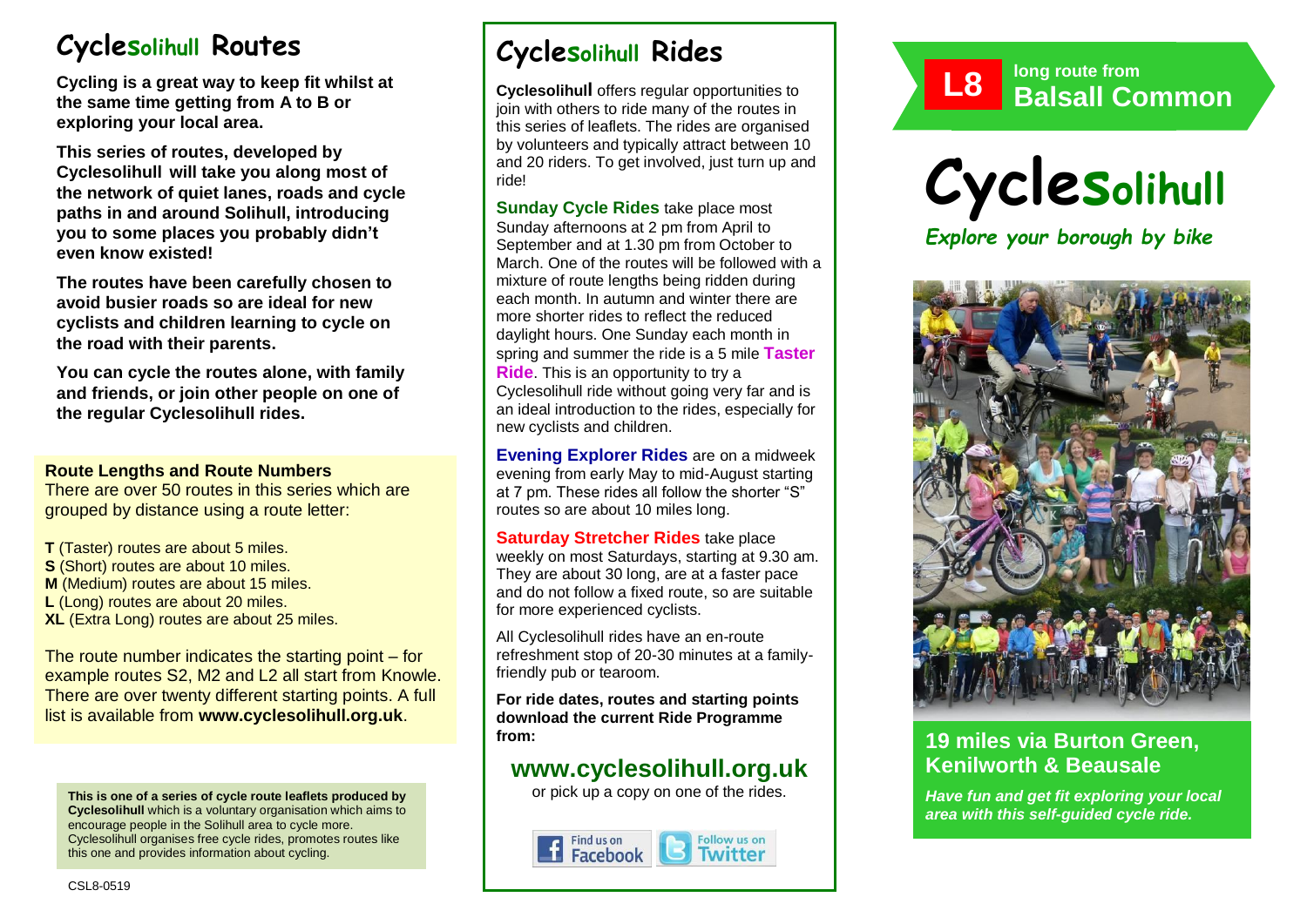# Cyclesolihull Routes

**Cycling is a great way to keep fit whilst at the same time getting from A to B or exploring your local area.**

**This series of routes, developed by Cyclesolihull will take you along most of the network of quiet lanes, roads and cycle paths in and around Solihull, introducing you to some places you probably didn't even know existed!**

**The routes have been carefully chosen to avoid busier roads so are ideal for new cyclists and children learning to cycle on the road with their parents.**

**You can cycle the routes alone, with family and friends, or join other people on one of the regular Cyclesolihull rides.**

**Route Lengths and Route Numbers**
There are over 50 routes in this series which are grouped by distance using a route letter:

**T** (Taster) routes are about 5 miles.
**S** (Short) routes are about 10 miles.
**M** (Medium) routes are about 15 miles.
**L** (Long) routes are about 20 miles.
**XL** (Extra Long) routes are about 25 miles.

The route number indicates the starting point – for example routes S2, M2 and L2 all start from Knowle. There are over twenty different starting points. A full list is available from **www.cyclesolihull.org.uk**.

**This is one of a series of cycle route leaflets produced by Cyclesolihull** which is a voluntary organisation which aims to encourage people in the Solihull area to cycle more. Cyclesolihull organises free cycle rides, promotes routes like this one and provides information about cycling.

CSL8-0519

# Cyclesolihull Rides

**Cyclesolihull** offers regular opportunities to join with others to ride many of the routes in this series of leaflets. The rides are organised by volunteers and typically attract between 10 and 20 riders. To get involved, just turn up and ride!

**Sunday Cycle Rides** take place most Sunday afternoons at 2 pm from April to September and at 1.30 pm from October to March. One of the routes will be followed with a mixture of route lengths being ridden during each month. In autumn and winter there are more shorter rides to reflect the reduced daylight hours. One Sunday each month in spring and summer the ride is a 5 mile **Taster Ride**. This is an opportunity to try a Cyclesolihull ride without going very far and is an ideal introduction to the rides, especially for new cyclists and children.

**Evening Explorer Rides** are on a midweek evening from early May to mid-August starting at 7 pm. These rides all follow the shorter "S" routes so are about 10 miles long.

**Saturday Stretcher Rides** take place weekly on most Saturdays, starting at 9.30 am. They are about 30 long, are at a faster pace and do not follow a fixed route, so are suitable for more experienced cyclists.

All Cyclesolihull rides have an en-route refreshment stop of 20-30 minutes at a family-friendly pub or tearoom.

**For ride dates, routes and starting points download the current Ride Programme from:**

## www.cyclesolihull.org.uk

or pick up a copy on one of the rides.

Find us on Facebook | Follow us on Twitter

# L8 long route from Balsall Common

# Cyclesolihull

*Explore your borough by bike*

## 19 miles via Burton Green, Kenilworth & Beausale

***Have fun and get fit exploring your local area with this self-guided cycle ride.***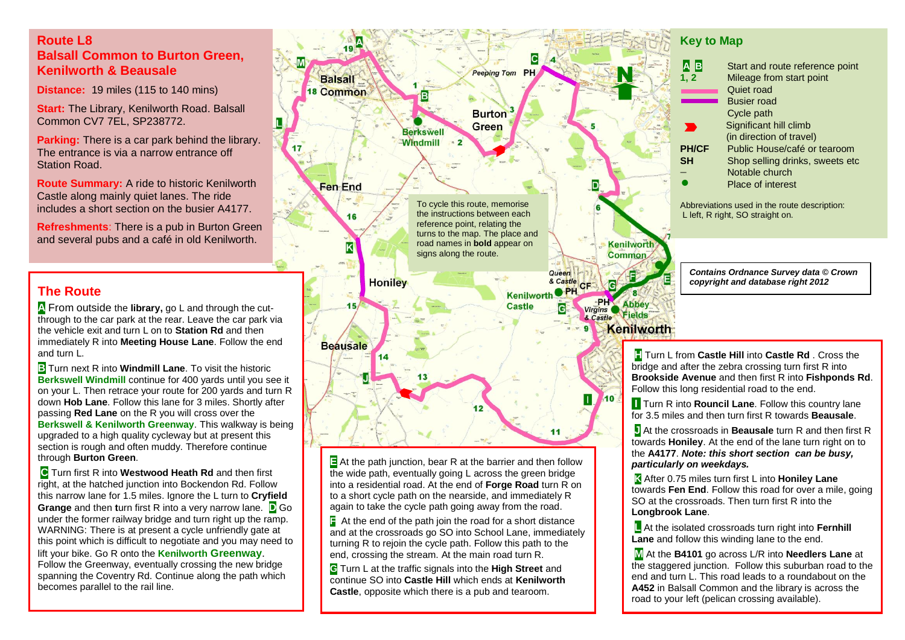## Route L8
## Balsall Common to Burton Green, Kenilworth & Beausale

**Distance:** 19 miles (115 to 140 mins)

**Start:** The Library, Kenilworth Road. Balsall Common CV7 7EL, SP238772.

**Parking:** There is a car park behind the library. The entrance is via a narrow entrance off Station Road.

**Route Summary:** A ride to historic Kenilworth Castle along mainly quiet lanes. The ride includes a short section on the busier A4177.

**Refreshments**: There is a pub in Burton Green and several pubs and a café in old Kenilworth.

## The Route

**A** From outside the **library,** go L and through the cut-through to the car park at the rear. Leave the car park via the vehicle exit and turn L on to **Station Rd** and then immediately R into **Meeting House Lane**. Follow the end and turn L.

**B** Turn next R into **Windmill Lane**. To visit the historic **Berkswell Windmill** continue for 400 yards until you see it on your L. Then retrace your route for 200 yards and turn R down **Hob Lane**. Follow this lane for 3 miles. Shortly after passing **Red Lane** on the R you will cross over the **Berkswell & Kenilworth Greenway**. This walkway is being upgraded to a high quality cycleway but at present this section is rough and often muddy. Therefore continue through **Burton Green**.

**C** Turn first R into **Westwood Heath Rd** and then first right, at the hatched junction into Bockendon Rd. Follow this narrow lane for 1.5 miles. Ignore the L turn to **Cryfield Grange** and then turn first R into a very narrow lane. **D** Go under the former railway bridge and turn right up the ramp. WARNING: There is at present a cycle unfriendly gate at this point which is difficult to negotiate and you may need to lift your bike. Go R onto the **Kenilworth Greenway**. Follow the Greenway, eventually crossing the new bridge spanning the Coventry Rd. Continue along the path which becomes parallel to the rail line.

To cycle this route, memorise the instructions between each reference point, relating the turns to the map. The place and road names in **bold** appear on signs along the route.

**E** At the path junction, bear R at the barrier and then follow the wide path, eventually going L across the green bridge into a residential road. At the end of **Forge Road** turn R on to a short cycle path on the nearside, and immediately R again to take the cycle path going away from the road.

**F** At the end of the path join the road for a short distance and at the crossroads go SO into School Lane, immediately turning R to rejoin the cycle path. Follow this path to the end, crossing the stream. At the main road turn R.

**G** Turn L at the traffic signals into the **High Street** and continue SO into **Castle Hill** which ends at **Kenilworth Castle**, opposite which there is a pub and tearoom.

### Key to Map

| | |
|---|---|
| A B | Start and route reference point |
| 1, 2 | Mileage from start point |
| | Quiet road |
| | Busier road |
| | Cycle path |
| | Significant hill climb (in direction of travel) |
| PH/CF | Public House/café or tearoom |
| SH | Shop selling drinks, sweets etc |
| | Notable church |
| | Place of interest |

Abbreviations used in the route description: L left, R right, SO straight on.

*Contains Ordnance Survey data © Crown copyright and database right 2012*

**H** Turn L from **Castle Hill** into **Castle Rd** . Cross the bridge and after the zebra crossing turn first R into **Brookside Avenue** and then first R into **Fishponds Rd**. Follow this long residential road to the end.

**I** Turn R into **Rouncil Lane**. Follow this country lane for 3.5 miles and then turn first R towards **Beausale**.

**J** At the crossroads in **Beausale** turn R and then first R towards **Honiley**. At the end of the lane turn right on to the **A4177**. ***Note: this short section can be busy, particularly on weekdays.***

**K** After 0.75 miles turn first L into **Honiley Lane** towards **Fen End**. Follow this road for over a mile, going SO at the crossroads. Then turn first R into the **Longbrook Lane**.

**L** At the isolated crossroads turn right into **Fernhill Lane** and follow this winding lane to the end.

**M** At the **B4101** go across L/R into **Needlers Lane** at the staggered junction. Follow this suburban road to the end and turn L. This road leads to a roundabout on the **A452** in Balsall Common and the library is across the road to your left (pelican crossing available).